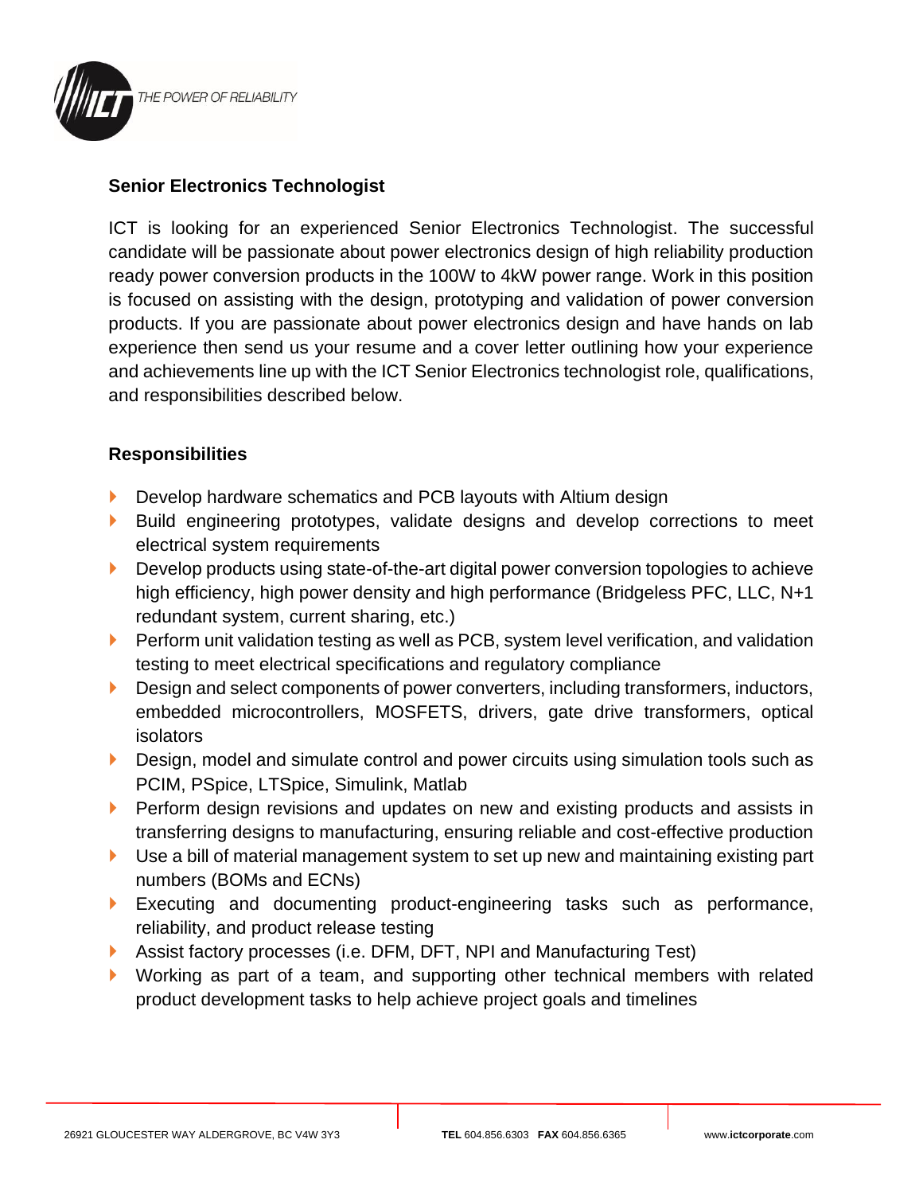## Senior Electronics Technologist

ICT is looking for an experienced Senior Electronics Technologist. The successful candidate will be passionate about power electronics design of high reliability production ready power conversion products in the 100W to 4kW power range. Work in this position is focused on assisting with the design, prototyping and validation of power conversion products. If you are passionate about power electronics design and have hands on lab experience then send us your resume and a cover letter outlining how your experience and achievements line up with the ICT Senior Electronics technologist role, qualifications, and responsibilities described below.

### Responsibilities

- Develop hardware schematics and PCB layouts with Altium design
- Build engineering prototypes, validate designs and develop corrections to meet electrical system requirements
- Develop products using state-of-the-art digital power conversion topologies to achieve high efficiency, high power density and high performance (Bridgeless PFC, LLC, N+1 redundant system, current sharing, etc.)
- Perform unit validation testing as well as PCB, system level verification, and validation testing to meet electrical specifications and regulatory compliance
- Design and select components of power converters, including transformers, inductors, embedded microcontrollers, MOSFETS, drivers, gate drive transformers, optical isolators
- Design, model and simulate control and power circuits using simulation tools such as PCIM, PSpice, LTSpice, Simulink, Matlab
- Perform design revisions and updates on new and existing products and assists in transferring designs to manufacturing, ensuring reliable and cost-effective production
- Use a bill of material management system to set up new and maintaining existing part numbers (BOMs and ECNs)
- Executing and documenting product-engineering tasks such as performance, reliability, and product release testing
- Assist factory processes (i.e. DFM, DFT, NPI and Manufacturing Test)
- Working as part of a team, and supporting other technical members with related product development tasks to help achieve project goals and timelines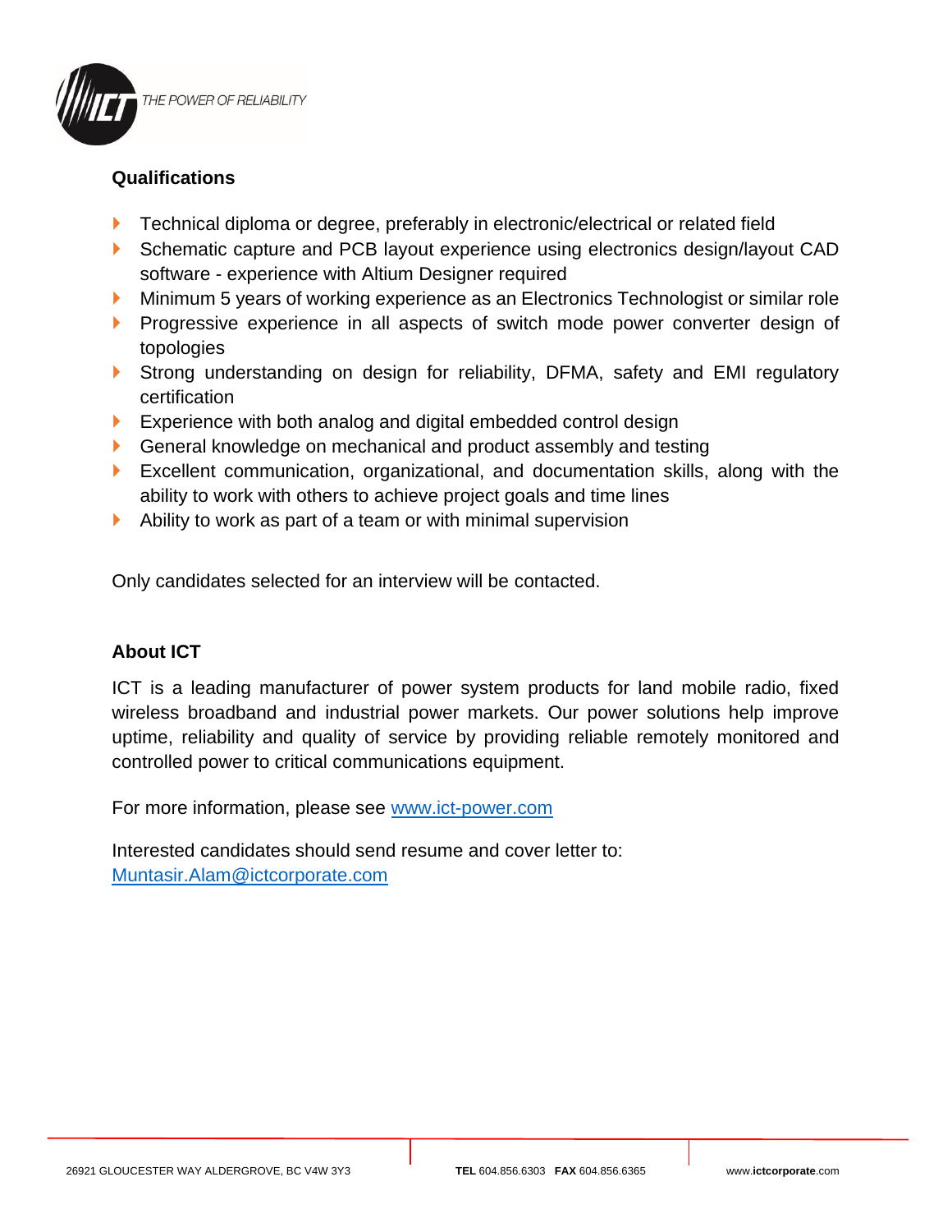## Qualifications

- Technical diploma or degree, preferably in electronic/electrical or related field
- Schematic capture and PCB layout experience using electronics design/layout CAD software - experience with Altium Designer required
- Minimum 5 years of working experience as an Electronics Technologist or similar role
- Progressive experience in all aspects of switch mode power converter design of topologies
- Strong understanding on design for reliability, DFMA, safety and EMI regulatory certification
- Experience with both analog and digital embedded control design
- General knowledge on mechanical and product assembly and testing
- Excellent communication, organizational, and documentation skills, along with the ability to work with others to achieve project goals and time lines
- Ability to work as part of a team or with minimal supervision

Only candidates selected for an interview will be contacted.

## About ICT

ICT is a leading manufacturer of power system products for land mobile radio, fixed wireless broadband and industrial power markets. Our power solutions help improve uptime, reliability and quality of service by providing reliable remotely monitored and controlled power to critical communications equipment.

For more information, please see [www.ict-power.com](www.ict-power.com)

Interested candidates should send resume and cover letter to:
[Muntasir.Alam@ictcorporate.com](mailto:Muntasir.Alam@ictcorporate.com)